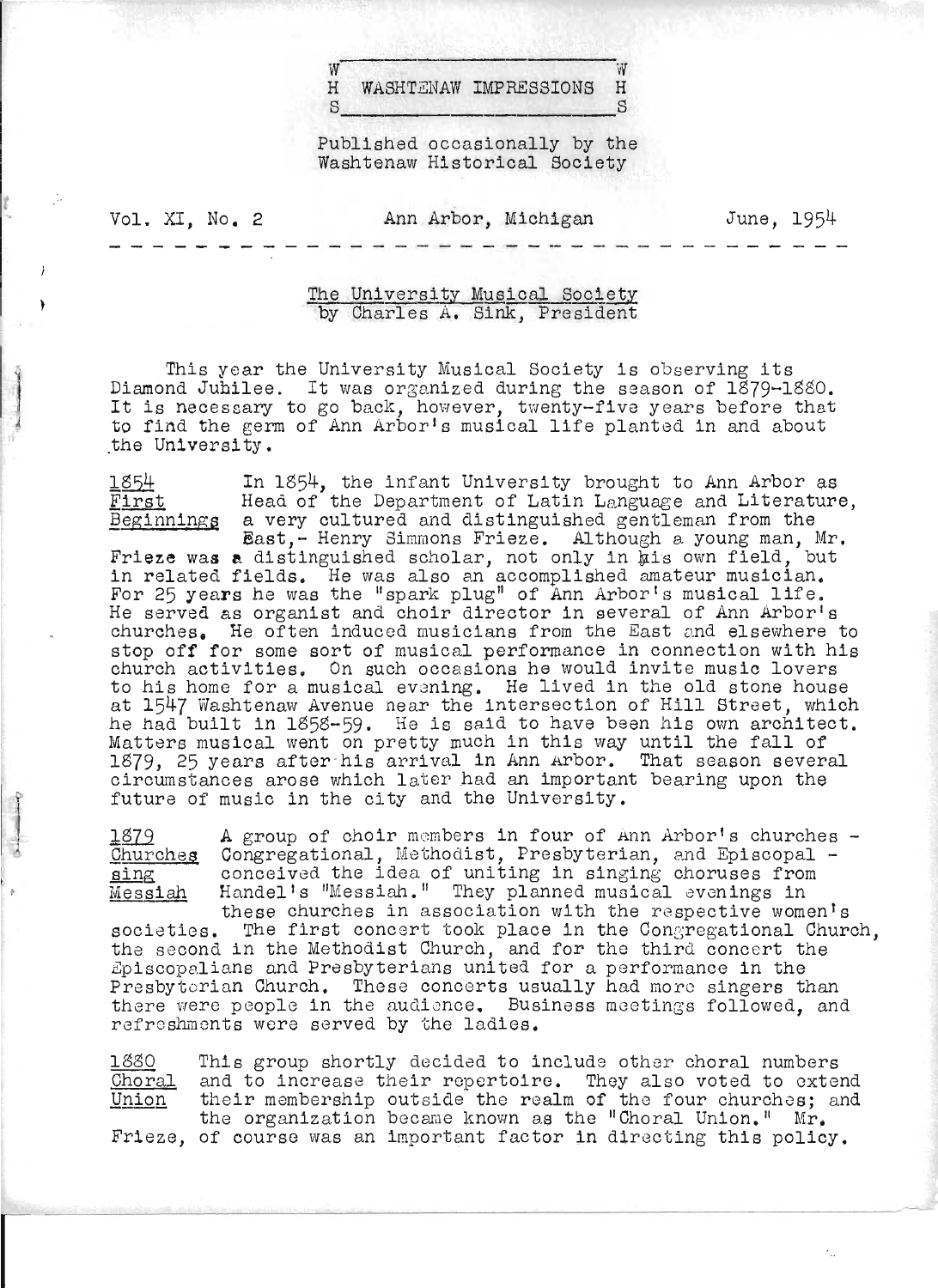WHS WASHTENAW IMPRESSIONS WHS

Published occasionally by the Washtenaw Historical Society

Vol. XI, No. 2 — Ann Arbor, Michigan — June, 1954

---

## The University Musical Society

by Charles A. Sink, President

This year the University Musical Society is observing its Diamond Jubilee. It was organized during the season of 1879-1880. It is necessary to go back, however, twenty-five years before that to find the germ of Ann Arbor's musical life planted in and about the University.

**1854 First Beginnings** In 1854, the infant University brought to Ann Arbor as Head of the Department of Latin Language and Literature, a very cultured and distinguished gentleman from the East,- Henry Simmons Frieze. Although a young man, Mr. Frieze was a distinguished scholar, not only in his own field, but in related fields. He was also an accomplished amateur musician. For 25 years he was the "spark plug" of Ann Arbor's musical life. He served as organist and choir director in several of Ann Arbor's churches. He often induced musicians from the East and elsewhere to stop off for some sort of musical performance in connection with his church activities. On such occasions he would invite music lovers to his home for a musical evening. He lived in the old stone house at 1547 Washtenaw Avenue near the intersection of Hill Street, which he had built in 1858-59. He is said to have been his own architect. Matters musical went on pretty much in this way until the fall of 1879, 25 years after his arrival in Ann Arbor. That season several circumstances arose which later had an important bearing upon the future of music in the city and the University.

**1879 Churches sing Messiah** A group of choir members in four of Ann Arbor's churches - Congregational, Methodist, Presbyterian, and Episcopal - conceived the idea of uniting in singing choruses from Handel's "Messiah." They planned musical evenings in these churches in association with the respective women's societies. The first concert took place in the Congregational Church, the second in the Methodist Church, and for the third concert the Episcopalians and Presbyterians united for a performance in the Presbyterian Church. These concerts usually had more singers than there were people in the audience. Business meetings followed, and refreshments were served by the ladies.

**1880 Choral Union** This group shortly decided to include other choral numbers and to increase their repertoire. They also voted to extend their membership outside the realm of the four churches; and the organization became known as the "Choral Union." Mr. Frieze, of course was an important factor in directing this policy.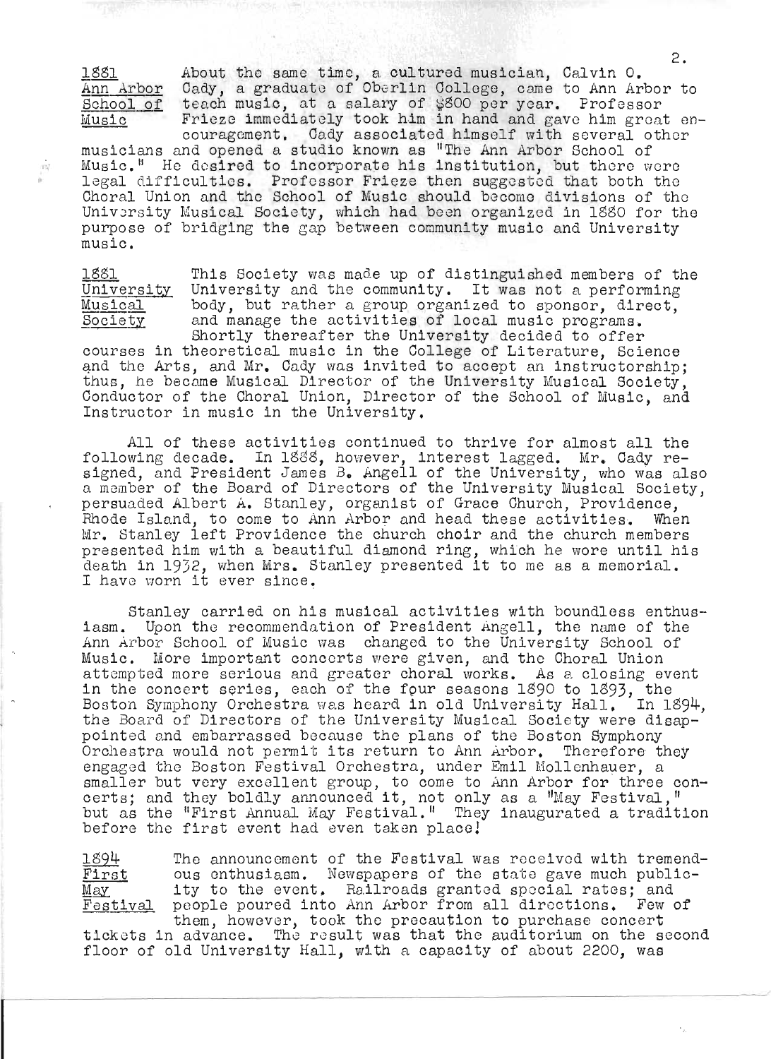**1881 Ann Arbor School of Music**

About the same time, a cultured musician, Calvin O. Cady, a graduate of Oberlin College, came to Ann Arbor to teach music, at a salary of $800 per year. Professor Frieze immediately took him in hand and gave him great encouragement. Cady associated himself with several other musicians and opened a studio known as "The Ann Arbor School of Music." He desired to incorporate his institution, but there were legal difficulties. Professor Frieze then suggested that both the Choral Union and the School of Music should become divisions of the University Musical Society, which had been organized in 1880 for the purpose of bridging the gap between community music and University music.

**1881 University Musical Society**

This Society was made up of distinguished members of the University and the community. It was not a performing body, but rather a group organized to sponsor, direct, and manage the activities of local music programs. Shortly thereafter the University decided to offer courses in theoretical music in the College of Literature, Science and the Arts, and Mr. Cady was invited to accept an instructorship; thus, he became Musical Director of the University Musical Society, Conductor of the Choral Union, Director of the School of Music, and Instructor in music in the University.

All of these activities continued to thrive for almost all the following decade. In 1888, however, interest lagged. Mr. Cady resigned, and President James B. Angell of the University, who was also a member of the Board of Directors of the University Musical Society, persuaded Albert A. Stanley, organist of Grace Church, Providence, Rhode Island, to come to Ann Arbor and head these activities. When Mr. Stanley left Providence the church choir and the church members presented him with a beautiful diamond ring, which he wore until his death in 1932, when Mrs. Stanley presented it to me as a memorial. I have worn it ever since.

Stanley carried on his musical activities with boundless enthusiasm. Upon the recommendation of President Angell, the name of the Ann Arbor School of Music was changed to the University School of Music. More important concerts were given, and the Choral Union attempted more serious and greater choral works. As a closing event in the concert series, each of the four seasons 1890 to 1893, the Boston Symphony Orchestra was heard in old University Hall. In 1894, the Board of Directors of the University Musical Society were disappointed and embarrassed because the plans of the Boston Symphony Orchestra would not permit its return to Ann Arbor. Therefore they engaged the Boston Festival Orchestra, under Emil Mollenhauer, a smaller but very excellent group, to come to Ann Arbor for three concerts; and they boldly announced it, not only as a "May Festival," but as the "First Annual May Festival." They inaugurated a tradition before the first event had even taken place!

**1894 First May Festival**

The announcement of the Festival was received with tremendous enthusiasm. Newspapers of the state gave much publicity to the event. Railroads granted special rates; and people poured into Ann Arbor from all directions. Few of them, however, took the precaution to purchase concert tickets in advance. The result was that the auditorium on the second floor of old University Hall, with a capacity of about 2200, was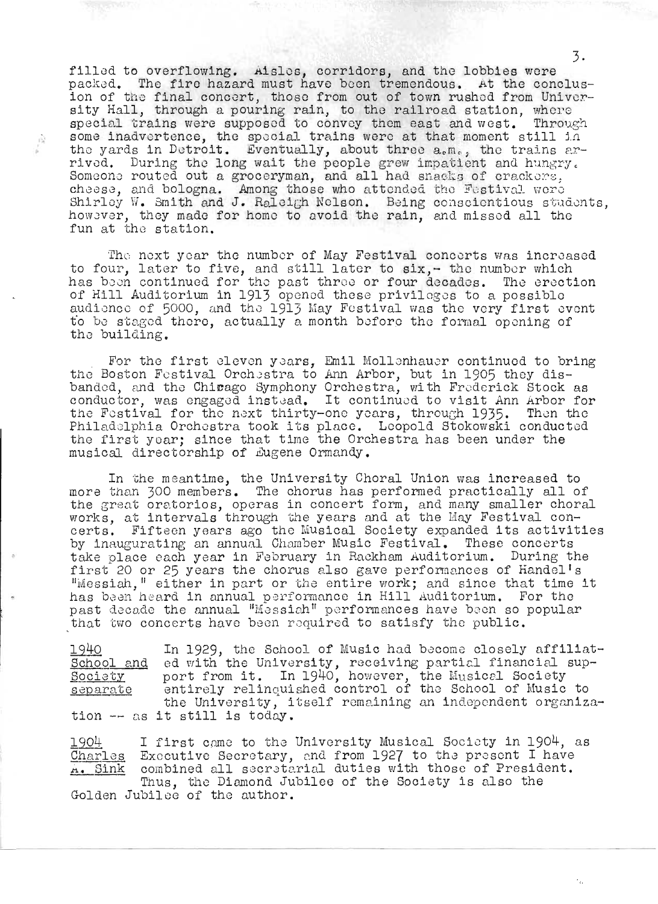filled to overflowing. Aisles, corridors, and the lobbies were packed. The fire hazard must have been tremendous. At the conclusion of the final concert, those from out of town rushed from University Hall, through a pouring rain, to the railroad station, where special trains were supposed to convey them east and west. Through some inadvertence, the special trains were at that moment still in the yards in Detroit. Eventually, about three a.m., the trains arrived. During the long wait the people grew impatient and hungry. Someone routed out a groceryman, and all had snacks of crackers, cheese, and bologna. Among those who attended the Festival were Shirley W. Smith and J. Raleigh Nelson. Being conscientious students, however, they made for home to avoid the rain, and missed all the fun at the station.

The next year the number of May Festival concerts was increased to four, later to five, and still later to six,- the number which has been continued for the past three or four decades. The erection of Hill Auditorium in 1913 opened these privileges to a possible audience of 5000, and the 1913 May Festival was the very first event to be staged there, actually a month before the formal opening of the building.

For the first eleven years, Emil Mollenhauer continued to bring the Boston Festival Orchestra to Ann Arbor, but in 1905 they disbanded, and the Chicago Symphony Orchestra, with Frederick Stock as conductor, was engaged instead. It continued to visit Ann Arbor for the Festival for the next thirty-one years, through 1935. Then the Philadelphia Orchestra took its place. Leopold Stokowski conducted the first year; since that time the Orchestra has been under the musical directorship of Eugene Ormandy.

In the meantime, the University Choral Union was increased to more than 300 members. The chorus has performed practically all of the great oratorios, operas in concert form, and many smaller choral works, at intervals through the years and at the May Festival concerts. Fifteen years ago the Musical Society expanded its activities by inaugurating an annual Chamber Music Festival. These concerts take place each year in February in Rackham Auditorium. During the first 20 or 25 years the chorus also gave performances of Handel's "Messiah," either in part or the entire work; and since that time it has been heard in annual performance in Hill Auditorium. For the past decade the annual "Messiah" performances have been so popular that two concerts have been required to satisfy the public.

<u>1940 School and Society separate</u>

In 1929, the School of Music had become closely affiliated with the University, receiving partial financial support from it. In 1940, however, the Musical Society entirely relinquished control of the School of Music to the University, itself remaining an independent organization -- as it still is today.

<u>1904 Charles A. Sink</u>

I first came to the University Musical Society in 1904, as Executive Secretary, and from 1927 to the present I have combined all secretarial duties with those of President. Thus, the Diamond Jubilee of the Society is also the Golden Jubilee of the author.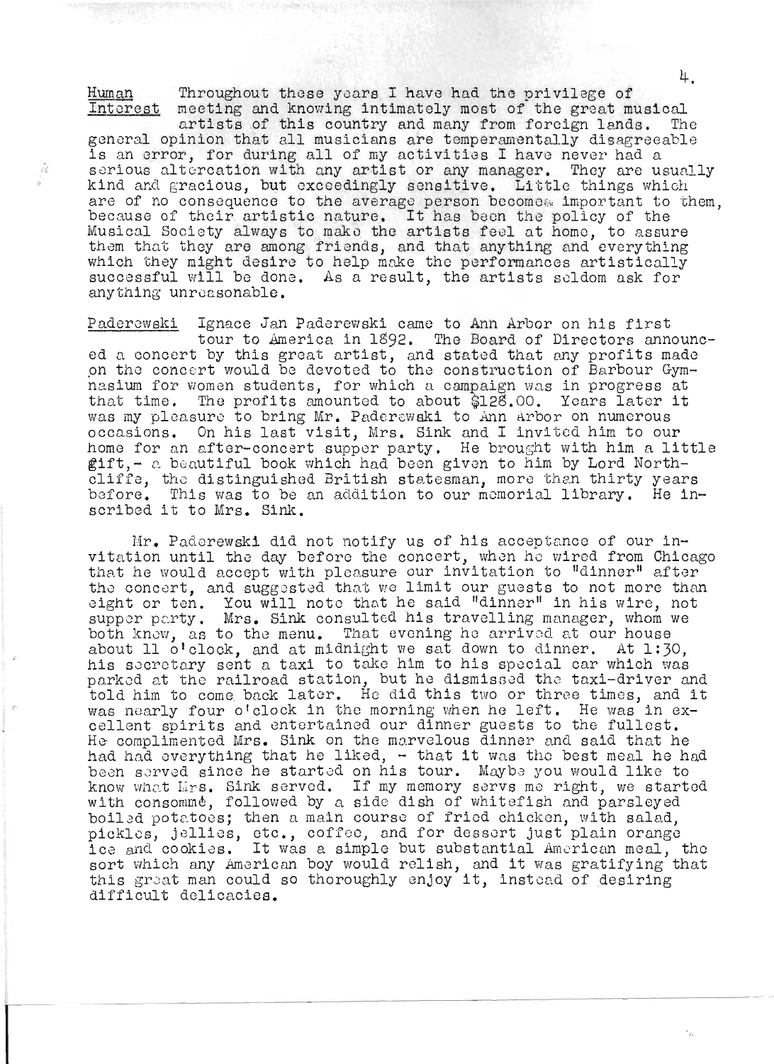**Human Interest** Throughout these years I have had the privilege of meeting and knowing intimately most of the great musical artists of this country and many from foreign lands. The general opinion that all musicians are temperamentally disagreeable is an error, for during all of my activities I have never had a serious altercation with any artist or any manager. They are usually kind and gracious, but exceedingly sensitive. Little things which are of no consequence to the average person become important to them, because of their artistic nature. It has been the policy of the Musical Society always to make the artists feel at home, to assure them that they are among friends, and that anything and everything which they might desire to help make the performances artistically successful will be done. As a result, the artists seldom ask for anything unreasonable.

**Paderewski** Ignace Jan Paderewski came to Ann Arbor on his first tour to America in 1892. The Board of Directors announced a concert by this great artist, and stated that any profits made on the concert would be devoted to the construction of Barbour Gymnasium for women students, for which a campaign was in progress at that time. The profits amounted to about $128.00. Years later it was my pleasure to bring Mr. Paderewski to Ann Arbor on numerous occasions. On his last visit, Mrs. Sink and I invited him to our home for an after-concert supper party. He brought with him a little gift,- a beautiful book which had been given to him by Lord Northcliffe, the distinguished British statesman, more than thirty years before. This was to be an addition to our memorial library. He inscribed it to Mrs. Sink.

Mr. Paderewski did not notify us of his acceptance of our invitation until the day before the concert, when he wired from Chicago that he would accept with pleasure our invitation to "dinner" after the concert, and suggested that we limit our guests to not more than eight or ten. You will note that he said "dinner" in his wire, not supper party. Mrs. Sink consulted his travelling manager, whom we both knew, as to the menu. That evening he arrived at our house about 11 o'clock, and at midnight we sat down to dinner. At 1:30, his secretary sent a taxi to take him to his special car which was parked at the railroad station, but he dismissed the taxi-driver and told him to come back later. He did this two or three times, and it was nearly four o'clock in the morning when he left. He was in excellent spirits and entertained our dinner guests to the fullest. He complimented Mrs. Sink on the marvelous dinner and said that he had had everything that he liked, - that it was the best meal he had been served since he started on his tour. Maybe you would like to know what Mrs. Sink served. If my memory servs me right, we started with consommé, followed by a side dish of whitefish and parsleyed boiled potatoes; then a main course of fried chicken, with salad, pickles, jellies, etc., coffee, and for dessert just plain orange ice and cookies. It was a simple but substantial American meal, the sort which any American boy would relish, and it was gratifying that this great man could so thoroughly enjoy it, instead of desiring difficult delicacies.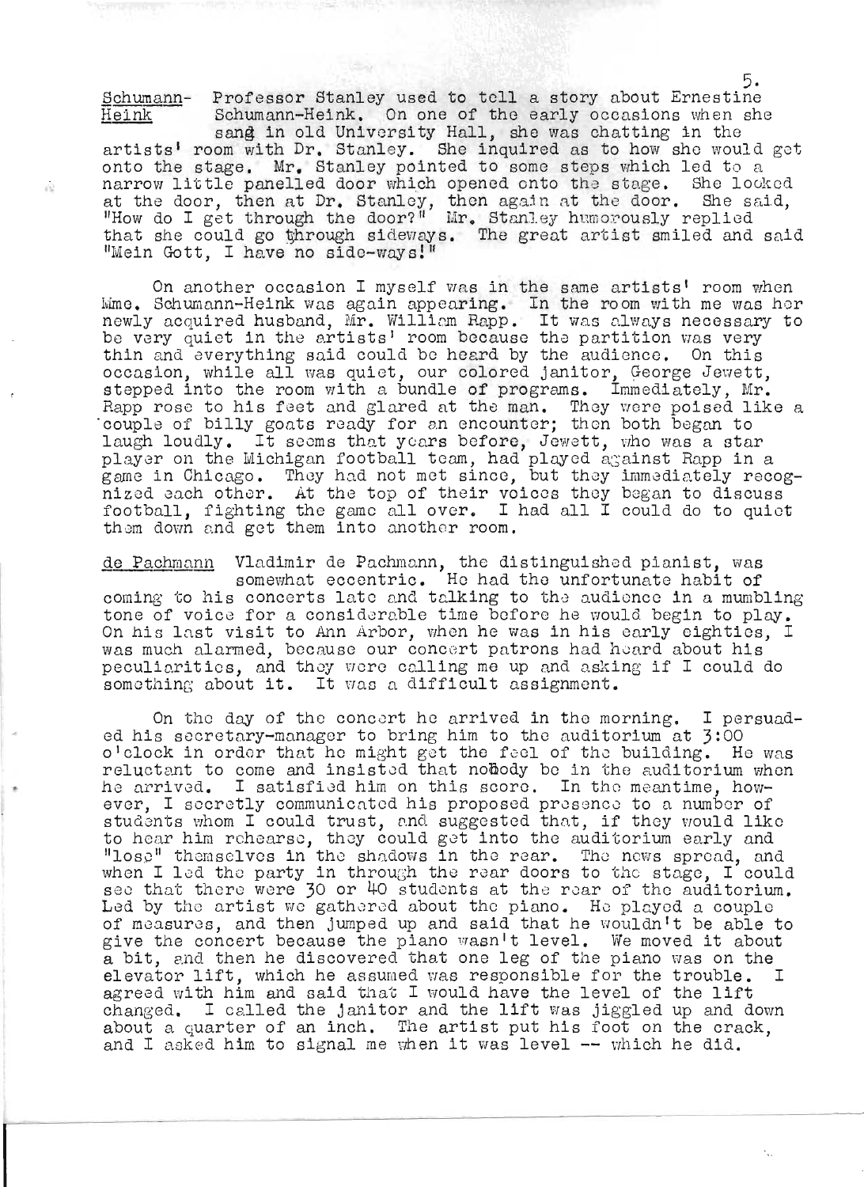Schumann-Heink Professor Stanley used to tell a story about Ernestine Schumann-Heink. On one of the early occasions when she sang in old University Hall, she was chatting in the artists' room with Dr. Stanley. She inquired as to how she would get onto the stage. Mr. Stanley pointed to some steps which led to a narrow little panelled door which opened onto the stage. She looked at the door, then at Dr. Stanley, then again at the door. She said, "How do I get through the door?" Mr. Stanley humorously replied that she could go through sideways. The great artist smiled and said "Mein Gott, I have no side-ways!"

On another occasion I myself was in the same artists' room when Mme. Schumann-Heink was again appearing. In the room with me was her newly acquired husband, Mr. William Rapp. It was always necessary to be very quiet in the artists' room because the partition was very thin and everything said could be heard by the audience. On this occasion, while all was quiet, our colored janitor, George Jewett, stepped into the room with a bundle of programs. Immediately, Mr. Rapp rose to his feet and glared at the man. They were poised like a couple of billy goats ready for an encounter; then both began to laugh loudly. It seems that years before, Jewett, who was a star player on the Michigan football team, had played against Rapp in a game in Chicago. They had not met since, but they immediately recognized each other. At the top of their voices they began to discuss football, fighting the game all over. I had all I could do to quiet them down and get them into another room.

de Pachmann Vladimir de Pachmann, the distinguished pianist, was somewhat eccentric. He had the unfortunate habit of coming to his concerts late and talking to the audience in a mumbling tone of voice for a considerable time before he would begin to play. On his last visit to Ann Arbor, when he was in his early eighties, I was much alarmed, because our concert patrons had heard about his peculiarities, and they were calling me up and asking if I could do something about it. It was a difficult assignment.

On the day of the concert he arrived in the morning. I persuaded his secretary-manager to bring him to the auditorium at 3:00 o'clock in order that he might get the feel of the building. He was reluctant to come and insisted that nobody be in the auditorium when he arrived. I satisfied him on this score. In the meantime, however, I secretly communicated his proposed presence to a number of students whom I could trust, and suggested that, if they would like to hear him rehearse, they could get into the auditorium early and "lose" themselves in the shadows in the rear. The news spread, and when I led the party in through the rear doors to the stage, I could see that there were 30 or 40 students at the rear of the auditorium. Led by the artist we gathered about the piano. He played a couple of measures, and then jumped up and said that he wouldn't be able to give the concert because the piano wasn't level. We moved it about a bit, and then he discovered that one leg of the piano was on the elevator lift, which he assumed was responsible for the trouble. I agreed with him and said that I would have the level of the lift changed. I called the janitor and the lift was jiggled up and down about a quarter of an inch. The artist put his foot on the crack, and I asked him to signal me when it was level -- which he did.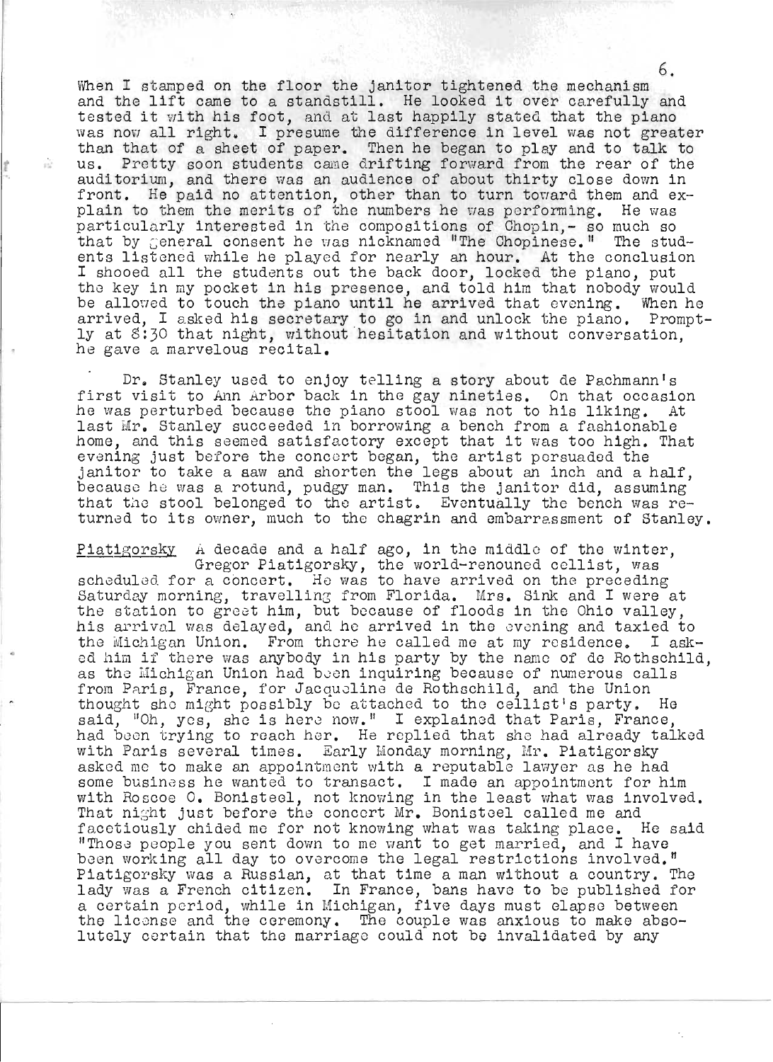When I stamped on the floor the janitor tightened the mechanism and the lift came to a standstill. He looked it over carefully and tested it with his foot, and at last happily stated that the piano was now all right. I presume the difference in level was not greater than that of a sheet of paper. Then he began to play and to talk to us. Pretty soon students came drifting forward from the rear of the auditorium, and there was an audience of about thirty close down in front. He paid no attention, other than to turn toward them and explain to them the merits of the numbers he was performing. He was particularly interested in the compositions of Chopin,- so much so that by general consent he was nicknamed "The Chopinese." The students listened while he played for nearly an hour. At the conclusion I shooed all the students out the back door, locked the piano, put the key in my pocket in his presence, and told him that nobody would be allowed to touch the piano until he arrived that evening. When he arrived, I asked his secretary to go in and unlock the piano. Promptly at 8:30 that night, without hesitation and without conversation, he gave a marvelous recital.

Dr. Stanley used to enjoy telling a story about de Pachmann's first visit to Ann Arbor back in the gay nineties. On that occasion he was perturbed because the piano stool was not to his liking. At last Mr. Stanley succeeded in borrowing a bench from a fashionable home, and this seemed satisfactory except that it was too high. That evening just before the concert began, the artist persuaded the janitor to take a saw and shorten the legs about an inch and a half, because he was a rotund, pudgy man. This the janitor did, assuming that the stool belonged to the artist. Eventually the bench was returned to its owner, much to the chagrin and embarrassment of Stanley.

Piatigorsky A decade and a half ago, in the middle of the winter, Gregor Piatigorsky, the world-renounced cellist, was scheduled for a concert. He was to have arrived on the preceding Saturday morning, travelling from Florida. Mrs. Sink and I were at the station to greet him, but because of floods in the Ohio valley, his arrival was delayed, and he arrived in the evening and taxied to the Michigan Union. From there he called me at my residence. I asked him if there was anybody in his party by the name of de Rothschild, as the Michigan Union had been inquiring because of numerous calls from Paris, France, for Jacqueline de Rothschild, and the Union thought she might possibly be attached to the cellist's party. He said, "Oh, yes, she is here now." I explained that Paris, France, had been trying to reach her. He replied that she had already talked with Paris several times. Early Monday morning, Mr. Piatigorsky asked me to make an appointment with a reputable lawyer as he had some business he wanted to transact. I made an appointment for him with Roscoe O. Bonisteel, not knowing in the least what was involved. That night just before the concert Mr. Bonisteel called me and facetiously chided me for not knowing what was taking place. He said "Those people you sent down to me want to get married, and I have been working all day to overcome the legal restrictions involved." Piatigorsky was a Russian, at that time a man without a country. The lady was a French citizen. In France, bans have to be published for a certain period, while in Michigan, five days must elapse between the license and the ceremony. The couple was anxious to make absolutely certain that the marriage could not be invalidated by any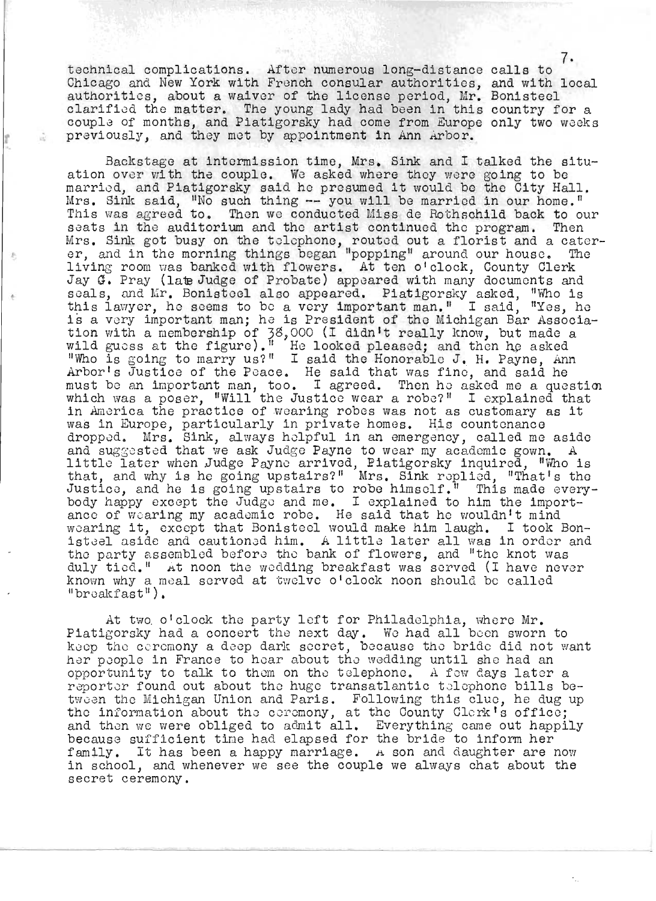technical complications. After numerous long-distance calls to Chicago and New York with French consular authorities, and with local authorities, about a waiver of the license period, Mr. Bonisteel clarified the matter. The young lady had been in this country for a couple of months, and Piatigorsky had come from Europe only two weeks previously, and they met by appointment in Ann Arbor.

Backstage at intermission time, Mrs. Sink and I talked the situation over with the couple. We asked where they were going to be married, and Piatigorsky said he presumed it would be the City Hall. Mrs. Sink said, "No such thing -- you will be married in our home." This was agreed to. Then we conducted Miss de Rothschild back to our seats in the auditorium and the artist continued the program. Then Mrs. Sink got busy on the telephone, routed out a florist and a caterer, and in the morning things began "popping" around our house. The living room was banked with flowers. At ten o'clock, County Clerk Jay G. Pray (late Judge of Probate) appeared with many documents and seals, and Mr. Bonisteel also appeared. Piatigorsky asked, "Who is this lawyer, he seems to be a very important man." I said, "Yes, he is a very important man; he is President of the Michigan Bar Association with a membership of 38,000 (I didn't really know, but made a wild guess at the figure)." He looked pleased; and then he asked "Who is going to marry us?" I said the Honorable J. H. Payne, Ann Arbor's Justice of the Peace. He said that was fine, and said he must be an important man, too. I agreed. Then he asked me a question which was a poser, "Will the Justice wear a robe?" I explained that in America the practice of wearing robes was not as customary as it was in Europe, particularly in private homes. His countenance dropped. Mrs. Sink, always helpful in an emergency, called me aside and suggested that we ask Judge Payne to wear my academic gown. A little later when Judge Payne arrived, Piatigorsky inquired, "Who is that, and why is he going upstairs?" Mrs. Sink replied, "That's the Justice, and he is going upstairs to robe himself." This made everybody happy except the Judge and me. I explained to him the importance of wearing my academic robe. He said that he wouldn't mind wearing it, except that Bonisteel would make him laugh. I took Bonisteel aside and cautioned him. A little later all was in order and the party assembled before the bank of flowers, and "the knot was duly tied." At noon the wedding breakfast was served (I have never known why a meal served at twelve o'clock noon should be called "breakfast").

At two o'clock the party left for Philadelphia, where Mr. Piatigorsky had a concert the next day. We had all been sworn to keep the ceremony a deep dark secret, because the bride did not want her people in France to hear about the wedding until she had an opportunity to talk to them on the telephone. A few days later a reporter found out about the huge transatlantic telephone bills between the Michigan Union and Paris. Following this clue, he dug up the information about the ceremony, at the County Clerk's office; and then we were obliged to admit all. Everything came out happily because sufficient time had elapsed for the bride to inform her family. It has been a happy marriage. A son and daughter are now in school, and whenever we see the couple we always chat about the secret ceremony.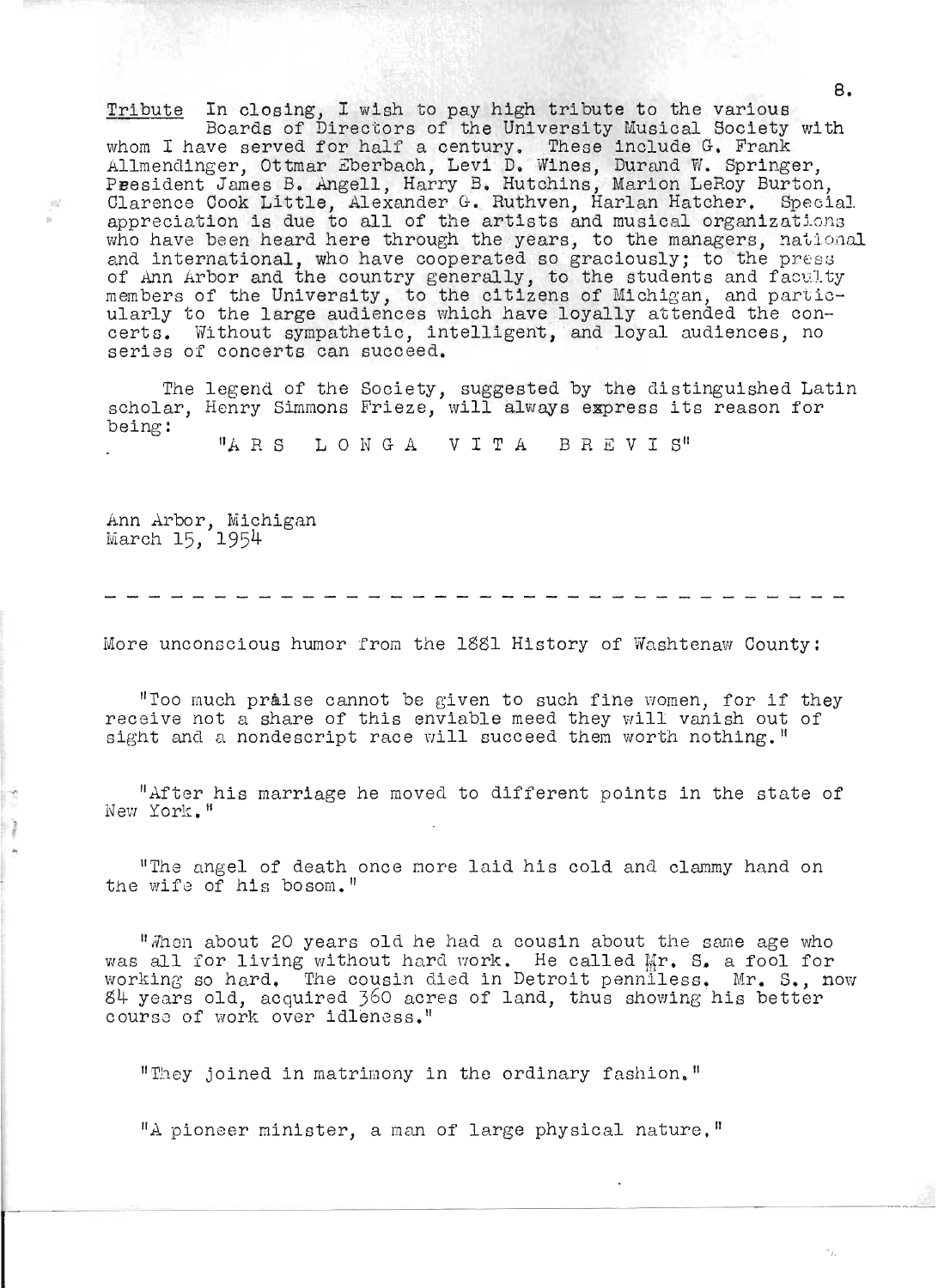Tribute In closing, I wish to pay high tribute to the various Boards of Directors of the University Musical Society with whom I have served for half a century. These include G. Frank Allmendinger, Ottmar Eberbach, Levi D. Wines, Durand W. Springer, President James B. Angell, Harry B. Hutchins, Marion LeRoy Burton, Clarence Cook Little, Alexander G. Ruthven, Harlan Hatcher. Special appreciation is due to all of the artists and musical organizations who have been heard here through the years, to the managers, national and international, who have cooperated so graciously; to the press of Ann Arbor and the country generally, to the students and faculty members of the University, to the citizens of Michigan, and particularly to the large audiences which have loyally attended the concerts. Without sympathetic, intelligent, and loyal audiences, no series of concerts can succeed.

The legend of the Society, suggested by the distinguished Latin scholar, Henry Simmons Frieze, will always express its reason for being:

"A R S   L O N G A   V I T A   B R E V I S"

Ann Arbor, Michigan
March 15, 1954

---

More unconscious humor from the 1881 History of Washtenaw County:

"Too much praise cannot be given to such fine women, for if they receive not a share of this enviable meed they will vanish out of sight and a nondescript race will succeed them worth nothing."

"After his marriage he moved to different points in the state of New York."

"The angel of death once more laid his cold and clammy hand on the wife of his bosom."

"When about 20 years old he had a cousin about the same age who was all for living without hard work. He called Mr. S. a fool for working so hard. The cousin died in Detroit penniless. Mr. S., now 84 years old, acquired 360 acres of land, thus showing his better course of work over idleness."

"They joined in matrimony in the ordinary fashion."

"A pioneer minister, a man of large physical nature."